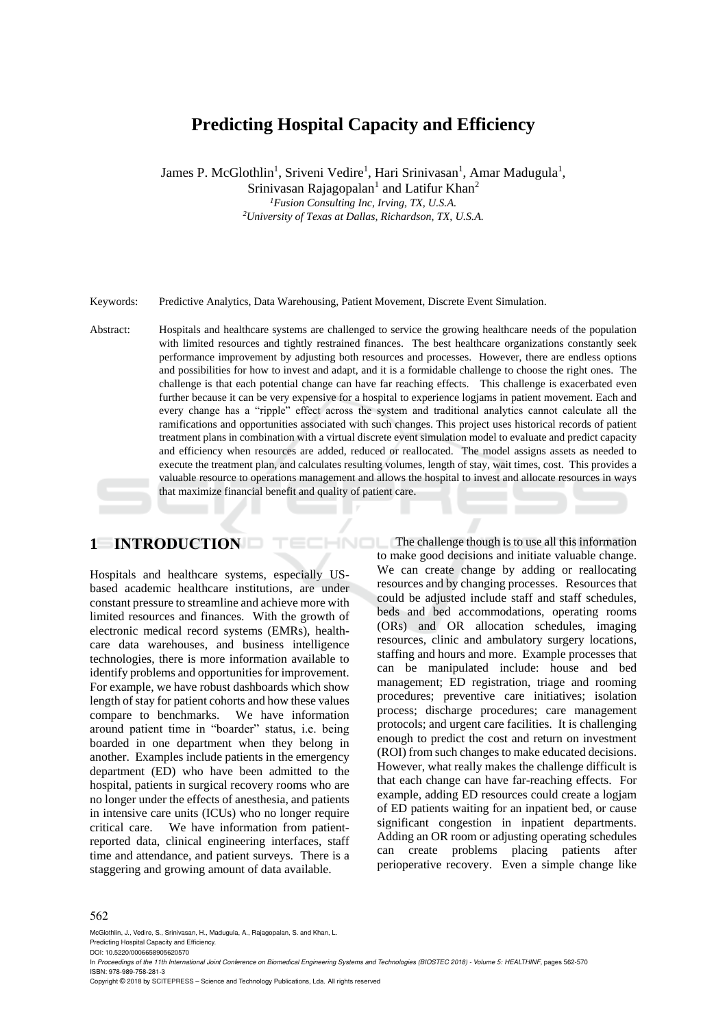# Predicting Hospital Capacity and Efficiency

James P. McGlothlin[1], Sriveni Vedire[1], Hari Srinivasan[1], Amar Madugula[1], Srinivasan Rajagopalan[1] and Latifur Khan[2]

[1]*Fusion Consulting Inc, Irving, TX, U.S.A.*
[2]*University of Texas at Dallas, Richardson, TX, U.S.A.*

Keywords: Predictive Analytics, Data Warehousing, Patient Movement, Discrete Event Simulation.

Abstract: Hospitals and healthcare systems are challenged to service the growing healthcare needs of the population with limited resources and tightly restrained finances. The best healthcare organizations constantly seek performance improvement by adjusting both resources and processes. However, there are endless options and possibilities for how to invest and adapt, and it is a formidable challenge to choose the right ones. The challenge is that each potential change can have far reaching effects. This challenge is exacerbated even further because it can be very expensive for a hospital to experience logjams in patient movement. Each and every change has a "ripple" effect across the system and traditional analytics cannot calculate all the ramifications and opportunities associated with such changes. This project uses historical records of patient treatment plans in combination with a virtual discrete event simulation model to evaluate and predict capacity and efficiency when resources are added, reduced or reallocated. The model assigns assets as needed to execute the treatment plan, and calculates resulting volumes, length of stay, wait times, cost. This provides a valuable resource to operations management and allows the hospital to invest and allocate resources in ways that maximize financial benefit and quality of patient care.

## 1 INTRODUCTION

Hospitals and healthcare systems, especially US-based academic healthcare institutions, are under constant pressure to streamline and achieve more with limited resources and finances. With the growth of electronic medical record systems (EMRs), health-care data warehouses, and business intelligence technologies, there is more information available to identify problems and opportunities for improvement. For example, we have robust dashboards which show length of stay for patient cohorts and how these values compare to benchmarks. We have information around patient time in "boarder" status, i.e. being boarded in one department when they belong in another. Examples include patients in the emergency department (ED) who have been admitted to the hospital, patients in surgical recovery rooms who are no longer under the effects of anesthesia, and patients in intensive care units (ICUs) who no longer require critical care. We have information from patient-reported data, clinical engineering interfaces, staff time and attendance, and patient surveys. There is a staggering and growing amount of data available.

The challenge though is to use all this information to make good decisions and initiate valuable change. We can create change by adding or reallocating resources and by changing processes. Resources that could be adjusted include staff and staff schedules, beds and bed accommodations, operating rooms (ORs) and OR allocation schedules, imaging resources, clinic and ambulatory surgery locations, staffing and hours and more. Example processes that can be manipulated include: house and bed management; ED registration, triage and rooming procedures; preventive care initiatives; isolation process; discharge procedures; care management protocols; and urgent care facilities. It is challenging enough to predict the cost and return on investment (ROI) from such changes to make educated decisions. However, what really makes the challenge difficult is that each change can have far-reaching effects. For example, adding ED resources could create a logjam of ED patients waiting for an inpatient bed, or cause significant congestion in inpatient departments. Adding an OR room or adjusting operating schedules can create problems placing patients after perioperative recovery. Even a simple change like

McGlothlin, J., Vedire, S., Srinivasan, H., Madugula, A., Rajagopalan, S. and Khan, L.
Predicting Hospital Capacity and Efficiency.
DOI: 10.5220/0006658905620570
In *Proceedings of the 11th International Joint Conference on Biomedical Engineering Systems and Technologies (BIOSTEC 2018) - Volume 5: HEALTHINF*, pages 562-570
ISBN: 978-989-758-281-3
Copyright © 2018 by SCITEPRESS – Science and Technology Publications, Lda. All rights reserved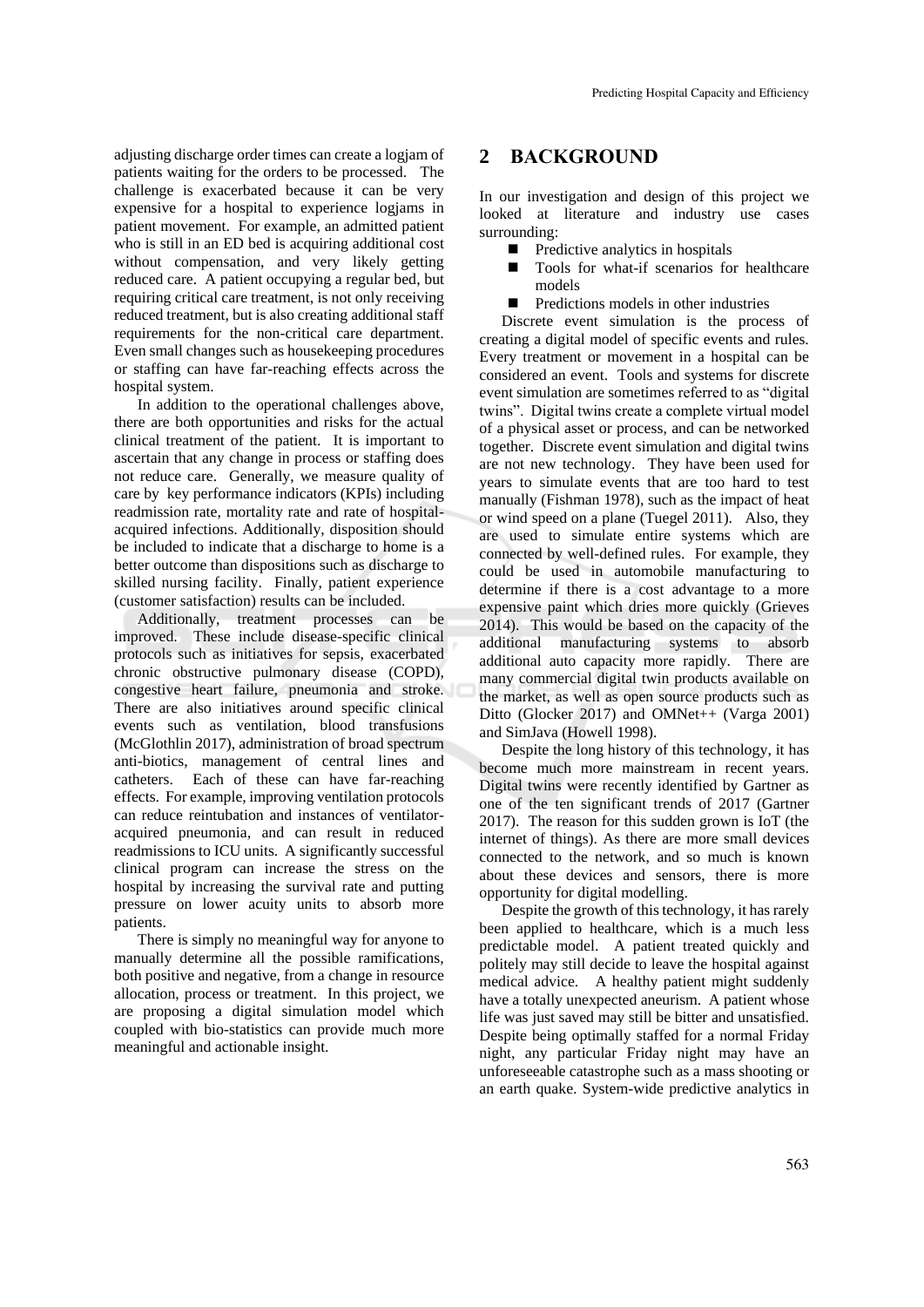adjusting discharge order times can create a logjam of patients waiting for the orders to be processed. The challenge is exacerbated because it can be very expensive for a hospital to experience logjams in patient movement. For example, an admitted patient who is still in an ED bed is acquiring additional cost without compensation, and very likely getting reduced care. A patient occupying a regular bed, but requiring critical care treatment, is not only receiving reduced treatment, but is also creating additional staff requirements for the non-critical care department. Even small changes such as housekeeping procedures or staffing can have far-reaching effects across the hospital system.

In addition to the operational challenges above, there are both opportunities and risks for the actual clinical treatment of the patient. It is important to ascertain that any change in process or staffing does not reduce care. Generally, we measure quality of care by key performance indicators (KPIs) including readmission rate, mortality rate and rate of hospital-acquired infections. Additionally, disposition should be included to indicate that a discharge to home is a better outcome than dispositions such as discharge to skilled nursing facility. Finally, patient experience (customer satisfaction) results can be included.

Additionally, treatment processes can be improved. These include disease-specific clinical protocols such as initiatives for sepsis, exacerbated chronic obstructive pulmonary disease (COPD), congestive heart failure, pneumonia and stroke. There are also initiatives around specific clinical events such as ventilation, blood transfusions (McGlothlin 2017), administration of broad spectrum anti-biotics, management of central lines and catheters. Each of these can have far-reaching effects. For example, improving ventilation protocols can reduce reintubation and instances of ventilator-acquired pneumonia, and can result in reduced readmissions to ICU units. A significantly successful clinical program can increase the stress on the hospital by increasing the survival rate and putting pressure on lower acuity units to absorb more patients.

There is simply no meaningful way for anyone to manually determine all the possible ramifications, both positive and negative, from a change in resource allocation, process or treatment. In this project, we are proposing a digital simulation model which coupled with bio-statistics can provide much more meaningful and actionable insight.

## 2 BACKGROUND

In our investigation and design of this project we looked at literature and industry use cases surrounding:

- Predictive analytics in hospitals
- Tools for what-if scenarios for healthcare models
- Predictions models in other industries

Discrete event simulation is the process of creating a digital model of specific events and rules. Every treatment or movement in a hospital can be considered an event. Tools and systems for discrete event simulation are sometimes referred to as "digital twins". Digital twins create a complete virtual model of a physical asset or process, and can be networked together. Discrete event simulation and digital twins are not new technology. They have been used for years to simulate events that are too hard to test manually (Fishman 1978), such as the impact of heat or wind speed on a plane (Tuegel 2011). Also, they are used to simulate entire systems which are connected by well-defined rules. For example, they could be used in automobile manufacturing to determine if there is a cost advantage to a more expensive paint which dries more quickly (Grieves 2014). This would be based on the capacity of the additional manufacturing systems to absorb additional auto capacity more rapidly. There are many commercial digital twin products available on the market, as well as open source products such as Ditto (Glocker 2017) and OMNet++ (Varga 2001) and SimJava (Howell 1998).

Despite the long history of this technology, it has become much more mainstream in recent years. Digital twins were recently identified by Gartner as one of the ten significant trends of 2017 (Gartner 2017). The reason for this sudden grown is IoT (the internet of things). As there are more small devices connected to the network, and so much is known about these devices and sensors, there is more opportunity for digital modelling.

Despite the growth of this technology, it has rarely been applied to healthcare, which is a much less predictable model. A patient treated quickly and politely may still decide to leave the hospital against medical advice. A healthy patient might suddenly have a totally unexpected aneurism. A patient whose life was just saved may still be bitter and unsatisfied. Despite being optimally staffed for a normal Friday night, any particular Friday night may have an unforeseeable catastrophe such as a mass shooting or an earth quake. System-wide predictive analytics in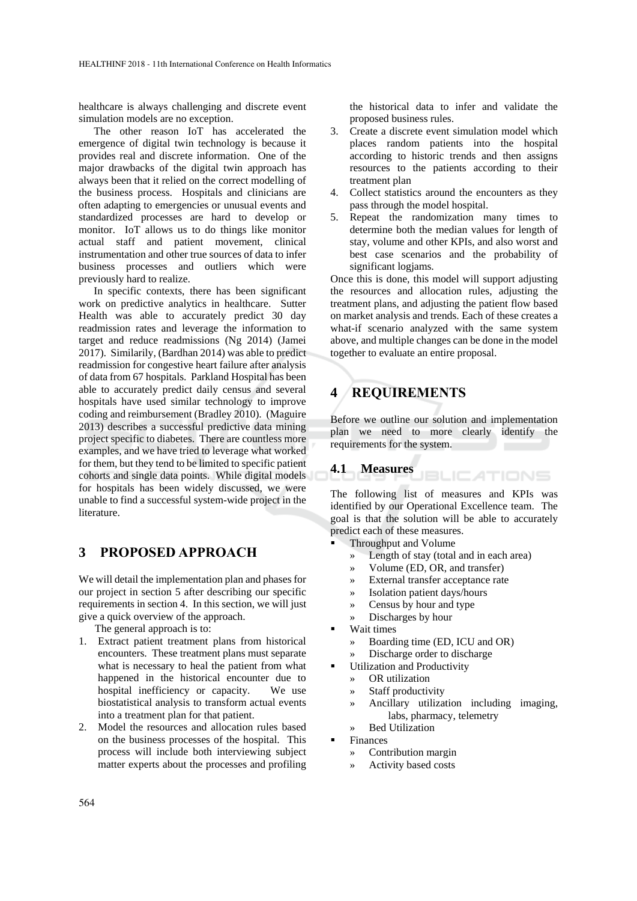healthcare is always challenging and discrete event simulation models are no exception.

The other reason IoT has accelerated the emergence of digital twin technology is because it provides real and discrete information. One of the major drawbacks of the digital twin approach has always been that it relied on the correct modelling of the business process. Hospitals and clinicians are often adapting to emergencies or unusual events and standardized processes are hard to develop or monitor. IoT allows us to do things like monitor actual staff and patient movement, clinical instrumentation and other true sources of data to infer business processes and outliers which were previously hard to realize.

In specific contexts, there has been significant work on predictive analytics in healthcare. Sutter Health was able to accurately predict 30 day readmission rates and leverage the information to target and reduce readmissions (Ng 2014) (Jamei 2017). Similarily, (Bardhan 2014) was able to predict readmission for congestive heart failure after analysis of data from 67 hospitals. Parkland Hospital has been able to accurately predict daily census and several hospitals have used similar technology to improve coding and reimbursement (Bradley 2010). (Maguire 2013) describes a successful predictive data mining project specific to diabetes. There are countless more examples, and we have tried to leverage what worked for them, but they tend to be limited to specific patient cohorts and single data points. While digital models for hospitals has been widely discussed, we were unable to find a successful system-wide project in the literature.

# 3 PROPOSED APPROACH

We will detail the implementation plan and phases for our project in section 5 after describing our specific requirements in section 4. In this section, we will just give a quick overview of the approach.

The general approach is to:

1. Extract patient treatment plans from historical encounters. These treatment plans must separate what is necessary to heal the patient from what happened in the historical encounter due to hospital inefficiency or capacity. We use biostatistical analysis to transform actual events into a treatment plan for that patient.
2. Model the resources and allocation rules based on the business processes of the hospital. This process will include both interviewing subject matter experts about the processes and profiling the historical data to infer and validate the proposed business rules.
3. Create a discrete event simulation model which places random patients into the hospital according to historic trends and then assigns resources to the patients according to their treatment plan
4. Collect statistics around the encounters as they pass through the model hospital.
5. Repeat the randomization many times to determine both the median values for length of stay, volume and other KPIs, and also worst and best case scenarios and the probability of significant logjams.

Once this is done, this model will support adjusting the resources and allocation rules, adjusting the treatment plans, and adjusting the patient flow based on market analysis and trends. Each of these creates a what-if scenario analyzed with the same system above, and multiple changes can be done in the model together to evaluate an entire proposal.

# 4 REQUIREMENTS

Before we outline our solution and implementation plan we need to more clearly identify the requirements for the system.

## 4.1 Measures

The following list of measures and KPIs was identified by our Operational Excellence team. The goal is that the solution will be able to accurately predict each of these measures.

- Throughput and Volume
  - Length of stay (total and in each area)
  - Volume (ED, OR, and transfer)
  - External transfer acceptance rate
  - Isolation patient days/hours
  - Census by hour and type
  - Discharges by hour
- Wait times
  - Boarding time (ED, ICU and OR)
  - Discharge order to discharge
- Utilization and Productivity
  - OR utilization
  - Staff productivity
  - Ancillary utilization including imaging, labs, pharmacy, telemetry
  - Bed Utilization
- Finances
  - Contribution margin
  - Activity based costs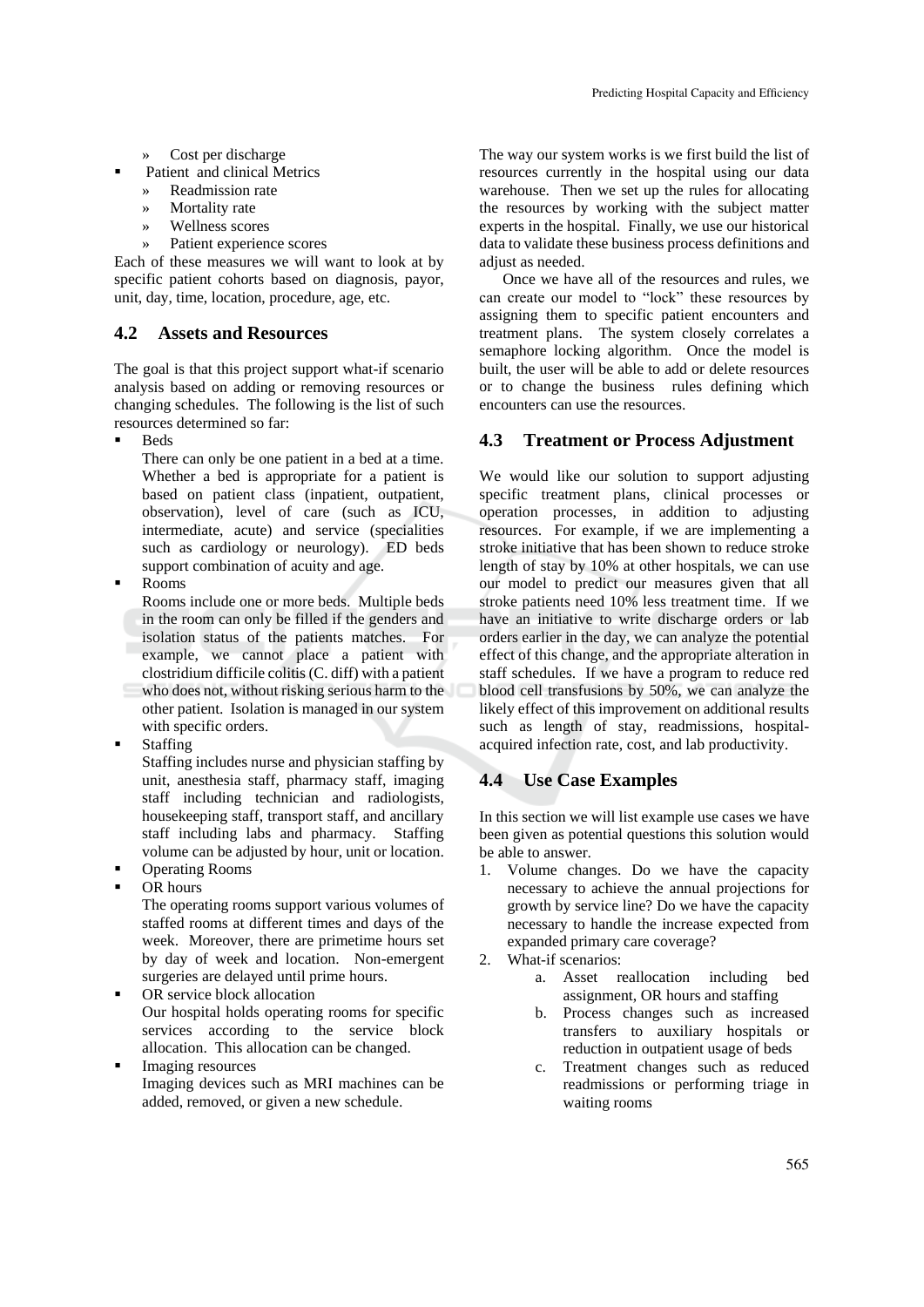- Cost per discharge
- Patient and clinical Metrics
  - Readmission rate
  - Mortality rate
  - Wellness scores
  - Patient experience scores

Each of these measures we will want to look at by specific patient cohorts based on diagnosis, payor, unit, day, time, location, procedure, age, etc.

## 4.2 Assets and Resources

The goal is that this project support what-if scenario analysis based on adding or removing resources or changing schedules. The following is the list of such resources determined so far:

- Beds

  There can only be one patient in a bed at a time. Whether a bed is appropriate for a patient is based on patient class (inpatient, outpatient, observation), level of care (such as ICU, intermediate, acute) and service (specialities such as cardiology or neurology). ED beds support combination of acuity and age.
- Rooms

  Rooms include one or more beds. Multiple beds in the room can only be filled if the genders and isolation status of the patients matches. For example, we cannot place a patient with clostridium difficile colitis (C. diff) with a patient who does not, without risking serious harm to the other patient. Isolation is managed in our system with specific orders.
- Staffing

  Staffing includes nurse and physician staffing by unit, anesthesia staff, pharmacy staff, imaging staff including technician and radiologists, housekeeping staff, transport staff, and ancillary staff including labs and pharmacy. Staffing volume can be adjusted by hour, unit or location.
- Operating Rooms
- OR hours

  The operating rooms support various volumes of staffed rooms at different times and days of the week. Moreover, there are primetime hours set by day of week and location. Non-emergent surgeries are delayed until prime hours.
- OR service block allocation

  Our hospital holds operating rooms for specific services according to the service block allocation. This allocation can be changed.
- Imaging resources

  Imaging devices such as MRI machines can be added, removed, or given a new schedule.

The way our system works is we first build the list of resources currently in the hospital using our data warehouse. Then we set up the rules for allocating the resources by working with the subject matter experts in the hospital. Finally, we use our historical data to validate these business process definitions and adjust as needed.

Once we have all of the resources and rules, we can create our model to "lock" these resources by assigning them to specific patient encounters and treatment plans. The system closely correlates a semaphore locking algorithm. Once the model is built, the user will be able to add or delete resources or to change the business rules defining which encounters can use the resources.

## 4.3 Treatment or Process Adjustment

We would like our solution to support adjusting specific treatment plans, clinical processes or operation processes, in addition to adjusting resources. For example, if we are implementing a stroke initiative that has been shown to reduce stroke length of stay by 10% at other hospitals, we can use our model to predict our measures given that all stroke patients need 10% less treatment time. If we have an initiative to write discharge orders or lab orders earlier in the day, we can analyze the potential effect of this change, and the appropriate alteration in staff schedules. If we have a program to reduce red blood cell transfusions by 50%, we can analyze the likely effect of this improvement on additional results such as length of stay, readmissions, hospital-acquired infection rate, cost, and lab productivity.

## 4.4 Use Case Examples

In this section we will list example use cases we have been given as potential questions this solution would be able to answer.

1. Volume changes. Do we have the capacity necessary to achieve the annual projections for growth by service line? Do we have the capacity necessary to handle the increase expected from expanded primary care coverage?
2. What-if scenarios:
   a. Asset reallocation including bed assignment, OR hours and staffing
   b. Process changes such as increased transfers to auxiliary hospitals or reduction in outpatient usage of beds
   c. Treatment changes such as reduced readmissions or performing triage in waiting rooms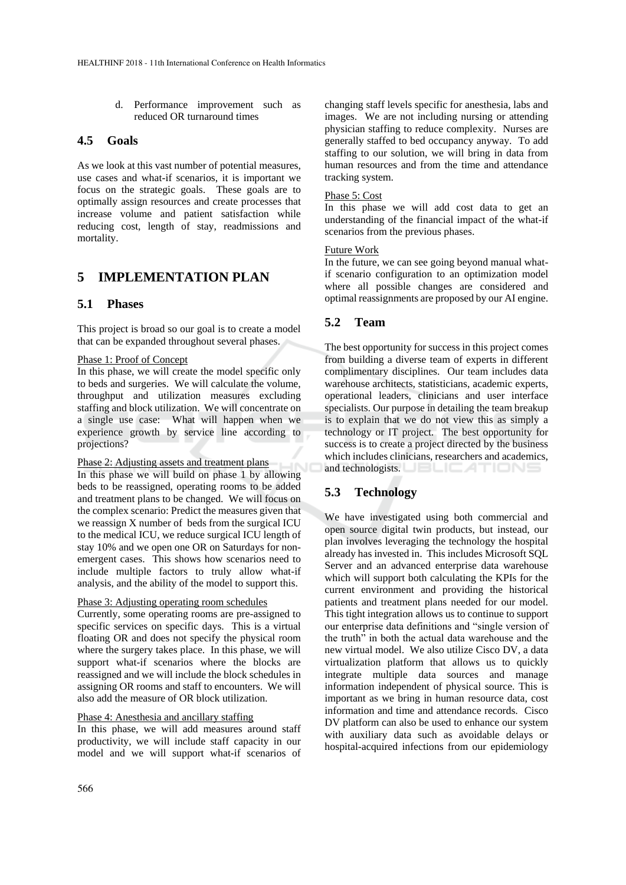d. Performance improvement such as reduced OR turnaround times

### 4.5 Goals

As we look at this vast number of potential measures, use cases and what-if scenarios, it is important we focus on the strategic goals. These goals are to optimally assign resources and create processes that increase volume and patient satisfaction while reducing cost, length of stay, readmissions and mortality.

## 5 IMPLEMENTATION PLAN

### 5.1 Phases

This project is broad so our goal is to create a model that can be expanded throughout several phases.

Phase 1: Proof of Concept

In this phase, we will create the model specific only to beds and surgeries. We will calculate the volume, throughput and utilization measures excluding staffing and block utilization. We will concentrate on a single use case: What will happen when we experience growth by service line according to projections?

Phase 2: Adjusting assets and treatment plans

In this phase we will build on phase 1 by allowing beds to be reassigned, operating rooms to be added and treatment plans to be changed. We will focus on the complex scenario: Predict the measures given that we reassign X number of beds from the surgical ICU to the medical ICU, we reduce surgical ICU length of stay 10% and we open one OR on Saturdays for non-emergent cases. This shows how scenarios need to include multiple factors to truly allow what-if analysis, and the ability of the model to support this.

Phase 3: Adjusting operating room schedules

Currently, some operating rooms are pre-assigned to specific services on specific days. This is a virtual floating OR and does not specify the physical room where the surgery takes place. In this phase, we will support what-if scenarios where the blocks are reassigned and we will include the block schedules in assigning OR rooms and staff to encounters. We will also add the measure of OR block utilization.

Phase 4: Anesthesia and ancillary staffing

In this phase, we will add measures around staff productivity, we will include staff capacity in our model and we will support what-if scenarios of changing staff levels specific for anesthesia, labs and images. We are not including nursing or attending physician staffing to reduce complexity. Nurses are generally staffed to bed occupancy anyway. To add staffing to our solution, we will bring in data from human resources and from the time and attendance tracking system.

Phase 5: Cost

In this phase we will add cost data to get an understanding of the financial impact of the what-if scenarios from the previous phases.

Future Work

In the future, we can see going beyond manual what-if scenario configuration to an optimization model where all possible changes are considered and optimal reassignments are proposed by our AI engine.

### 5.2 Team

The best opportunity for success in this project comes from building a diverse team of experts in different complimentary disciplines. Our team includes data warehouse architects, statisticians, academic experts, operational leaders, clinicians and user interface specialists. Our purpose in detailing the team breakup is to explain that we do not view this as simply a technology or IT project. The best opportunity for success is to create a project directed by the business which includes clinicians, researchers and academics, and technologists.

### 5.3 Technology

We have investigated using both commercial and open source digital twin products, but instead, our plan involves leveraging the technology the hospital already has invested in. This includes Microsoft SQL Server and an advanced enterprise data warehouse which will support both calculating the KPIs for the current environment and providing the historical patients and treatment plans needed for our model. This tight integration allows us to continue to support our enterprise data definitions and "single version of the truth" in both the actual data warehouse and the new virtual model. We also utilize Cisco DV, a data virtualization platform that allows us to quickly integrate multiple data sources and manage information independent of physical source. This is important as we bring in human resource data, cost information and time and attendance records. Cisco DV platform can also be used to enhance our system with auxiliary data such as avoidable delays or hospital-acquired infections from our epidemiology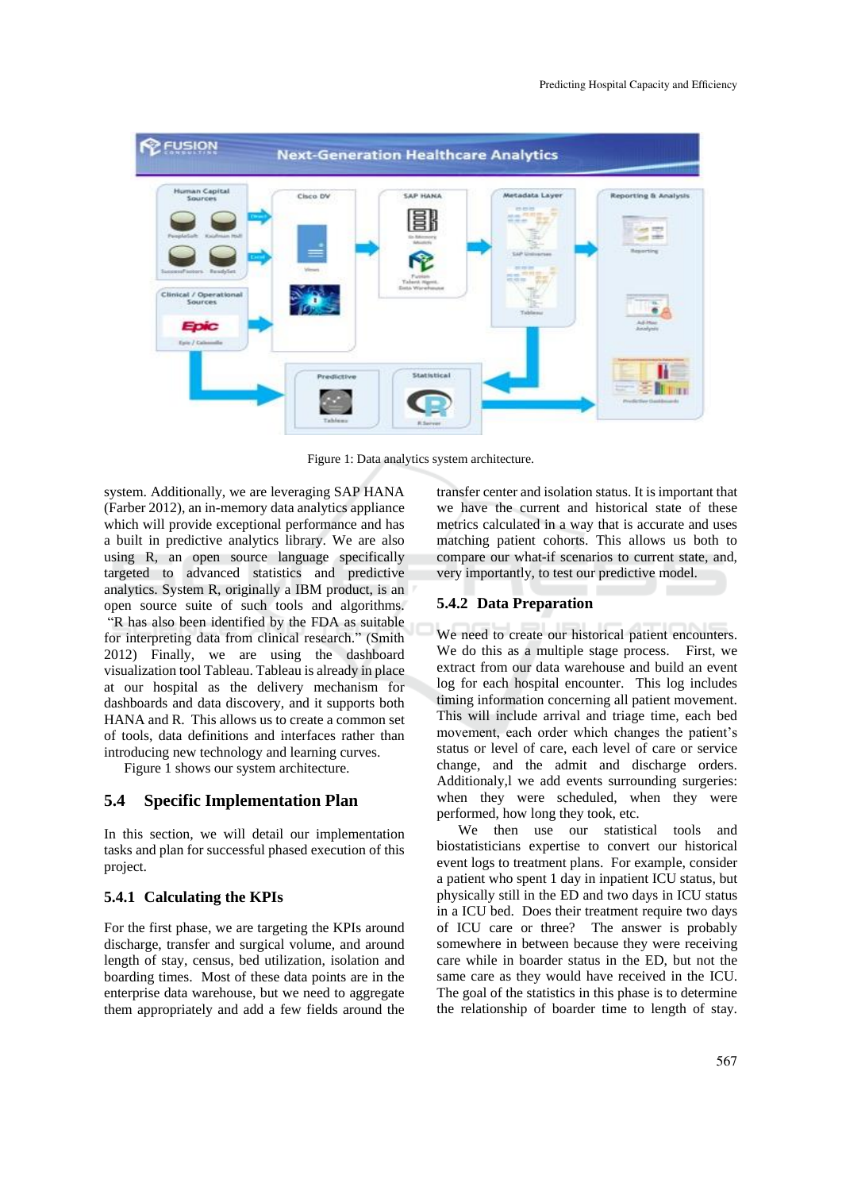Figure 1: Data analytics system architecture.

system. Additionally, we are leveraging SAP HANA (Farber 2012), an in-memory data analytics appliance which will provide exceptional performance and has a built in predictive analytics library. We are also using R, an open source language specifically targeted to advanced statistics and predictive analytics. System R, originally a IBM product, is an open source suite of such tools and algorithms. "R has also been identified by the FDA as suitable for interpreting data from clinical research." (Smith 2012) Finally, we are using the dashboard visualization tool Tableau. Tableau is already in place at our hospital as the delivery mechanism for dashboards and data discovery, and it supports both HANA and R. This allows us to create a common set of tools, data definitions and interfaces rather than introducing new technology and learning curves.

Figure 1 shows our system architecture.

## 5.4 Specific Implementation Plan

In this section, we will detail our implementation tasks and plan for successful phased execution of this project.

### 5.4.1 Calculating the KPIs

For the first phase, we are targeting the KPIs around discharge, transfer and surgical volume, and around length of stay, census, bed utilization, isolation and boarding times. Most of these data points are in the enterprise data warehouse, but we need to aggregate them appropriately and add a few fields around the transfer center and isolation status. It is important that we have the current and historical state of these metrics calculated in a way that is accurate and uses matching patient cohorts. This allows us both to compare our what-if scenarios to current state, and, very importantly, to test our predictive model.

### 5.4.2 Data Preparation

We need to create our historical patient encounters. We do this as a multiple stage process. First, we extract from our data warehouse and build an event log for each hospital encounter. This log includes timing information concerning all patient movement. This will include arrival and triage time, each bed movement, each order which changes the patient's status or level of care, each level of care or service change, and the admit and discharge orders. Additionaly,l we add events surrounding surgeries: when they were scheduled, when they were performed, how long they took, etc.

We then use our statistical tools and biostatisticians expertise to convert our historical event logs to treatment plans. For example, consider a patient who spent 1 day in inpatient ICU status, but physically still in the ED and two days in ICU status in a ICU bed. Does their treatment require two days of ICU care or three? The answer is probably somewhere in between because they were receiving care while in boarder status in the ED, but not the same care as they would have received in the ICU. The goal of the statistics in this phase is to determine the relationship of boarder time to length of stay.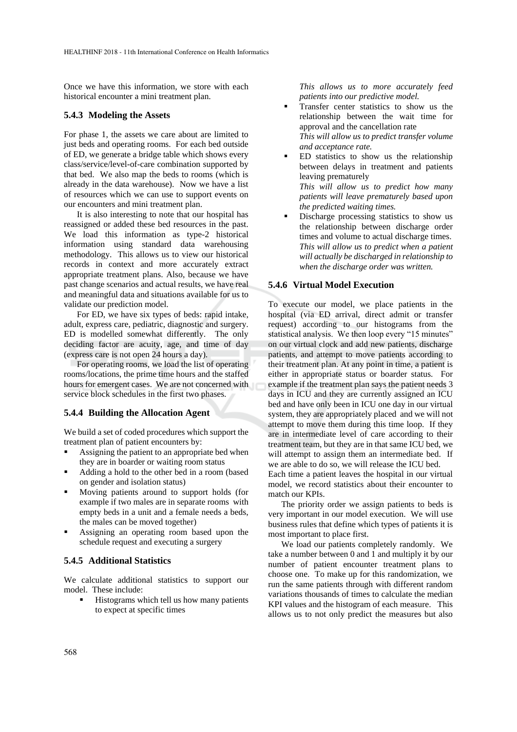Once we have this information, we store with each historical encounter a mini treatment plan.

### 5.4.3 Modeling the Assets

For phase 1, the assets we care about are limited to just beds and operating rooms. For each bed outside of ED, we generate a bridge table which shows every class/service/level-of-care combination supported by that bed. We also map the beds to rooms (which is already in the data warehouse). Now we have a list of resources which we can use to support events on our encounters and mini treatment plan.

It is also interesting to note that our hospital has reassigned or added these bed resources in the past. We load this information as type-2 historical information using standard data warehousing methodology. This allows us to view our historical records in context and more accurately extract appropriate treatment plans. Also, because we have past change scenarios and actual results, we have real and meaningful data and situations available for us to validate our prediction model.

For ED, we have six types of beds: rapid intake, adult, express care, pediatric, diagnostic and surgery. ED is modelled somewhat differently. The only deciding factor are acuity, age, and time of day (express care is not open 24 hours a day).

For operating rooms, we load the list of operating rooms/locations, the prime time hours and the staffed hours for emergent cases. We are not concerned with service block schedules in the first two phases.

### 5.4.4 Building the Allocation Agent

We build a set of coded procedures which support the treatment plan of patient encounters by:

- Assigning the patient to an appropriate bed when they are in boarder or waiting room status
- Adding a hold to the other bed in a room (based on gender and isolation status)
- Moving patients around to support holds (for example if two males are in separate rooms with empty beds in a unit and a female needs a beds, the males can be moved together)
- Assigning an operating room based upon the schedule request and executing a surgery

### 5.4.5 Additional Statistics

We calculate additional statistics to support our model. These include:

- Histograms which tell us how many patients to expect at specific times
  *This allows us to more accurately feed patients into our predictive model.*
- Transfer center statistics to show us the relationship between the wait time for approval and the cancellation rate
  *This will allow us to predict transfer volume and acceptance rate.*
- ED statistics to show us the relationship between delays in treatment and patients leaving prematurely
  *This will allow us to predict how many patients will leave prematurely based upon the predicted waiting times.*
- Discharge processing statistics to show us the relationship between discharge order times and volume to actual discharge times.
  *This will allow us to predict when a patient will actually be discharged in relationship to when the discharge order was written.*

### 5.4.6 Virtual Model Execution

To execute our model, we place patients in the hospital (via ED arrival, direct admit or transfer request) according to our histograms from the statistical analysis. We then loop every "15 minutes" on our virtual clock and add new patients, discharge patients, and attempt to move patients according to their treatment plan. At any point in time, a patient is either in appropriate status or boarder status. For example if the treatment plan says the patient needs 3 days in ICU and they are currently assigned an ICU bed and have only been in ICU one day in our virtual system, they are appropriately placed and we will not attempt to move them during this time loop. If they are in intermediate level of care according to their treatment team, but they are in that same ICU bed, we will attempt to assign them an intermediate bed. If we are able to do so, we will release the ICU bed.
Each time a patient leaves the hospital in our virtual model, we record statistics about their encounter to match our KPIs.

The priority order we assign patients to beds is very important in our model execution. We will use business rules that define which types of patients it is most important to place first.

We load our patients completely randomly. We take a number between 0 and 1 and multiply it by our number of patient encounter treatment plans to choose one. To make up for this randomization, we run the same patients through with different random variations thousands of times to calculate the median KPI values and the histogram of each measure. This allows us to not only predict the measures but also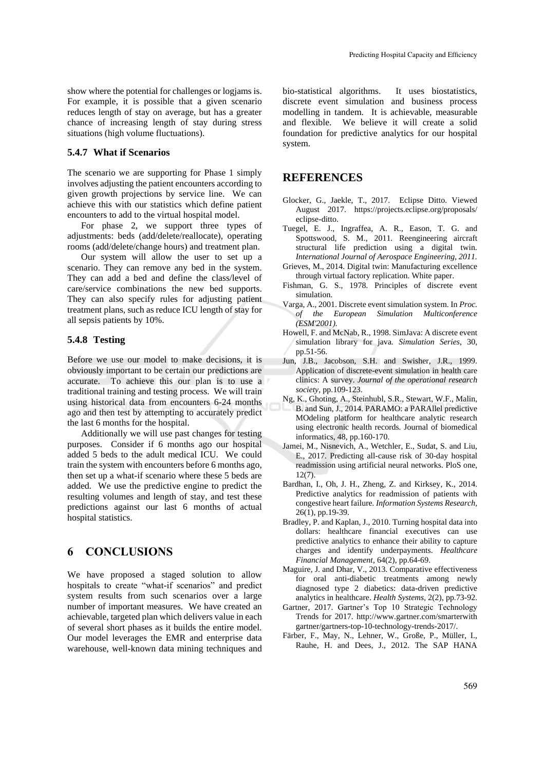show where the potential for challenges or logjams is. For example, it is possible that a given scenario reduces length of stay on average, but has a greater chance of increasing length of stay during stress situations (high volume fluctuations).

### 5.4.7 What if Scenarios

The scenario we are supporting for Phase 1 simply involves adjusting the patient encounters according to given growth projections by service line. We can achieve this with our statistics which define patient encounters to add to the virtual hospital model.

For phase 2, we support three types of adjustments: beds (add/delete/reallocate), operating rooms (add/delete/change hours) and treatment plan.

Our system will allow the user to set up a scenario. They can remove any bed in the system. They can add a bed and define the class/level of care/service combinations the new bed supports. They can also specify rules for adjusting patient treatment plans, such as reduce ICU length of stay for all sepsis patients by 10%.

### 5.4.8 Testing

Before we use our model to make decisions, it is obviously important to be certain our predictions are accurate. To achieve this our plan is to use a traditional training and testing process. We will train using historical data from encounters 6-24 months ago and then test by attempting to accurately predict the last 6 months for the hospital.

Additionally we will use past changes for testing purposes. Consider if 6 months ago our hospital added 5 beds to the adult medical ICU. We could train the system with encounters before 6 months ago, then set up a what-if scenario where these 5 beds are added. We use the predictive engine to predict the resulting volumes and length of stay, and test these predictions against our last 6 months of actual hospital statistics.

## 6 CONCLUSIONS

We have proposed a staged solution to allow hospitals to create "what-if scenarios" and predict system results from such scenarios over a large number of important measures. We have created an achievable, targeted plan which delivers value in each of several short phases as it builds the entire model. Our model leverages the EMR and enterprise data warehouse, well-known data mining techniques and bio-statistical algorithms. It uses biostatistics, discrete event simulation and business process modelling in tandem. It is achievable, measurable and flexible. We believe it will create a solid foundation for predictive analytics for our hospital system.

## REFERENCES

Glocker, G., Jaekle, T., 2017. Eclipse Ditto. Viewed August 2017. https://projects.eclipse.org/proposals/eclipse-ditto.

Tuegel, E. J., Ingraffea, A. R., Eason, T. G. and Spottswood, S. M., 2011. Reengineering aircraft structural life prediction using a digital twin. *International Journal of Aerospace Engineering, 2011.*

Grieves, M., 2014. Digital twin: Manufacturing excellence through virtual factory replication. White paper.

Fishman, G. S., 1978. Principles of discrete event simulation.

Varga, A., 2001. Discrete event simulation system. In *Proc. of the European Simulation Multiconference (ESM'2001).*

Howell, F. and McNab, R., 1998. SimJava: A discrete event simulation library for java. *Simulation Series*, 30, pp.51-56.

Jun, J.B., Jacobson, S.H. and Swisher, J.R., 1999. Application of discrete-event simulation in health care clinics: A survey. *Journal of the operational research society*, pp.109-123.

Ng, K., Ghoting, A., Steinhubl, S.R., Stewart, W.F., Malin, B. and Sun, J., 2014. PARAMO: a PARAllel predictive MOdeling platform for healthcare analytic research using electronic health records. Journal of biomedical informatics, 48, pp.160-170.

Jamei, M., Nisnevich, A., Wetchler, E., Sudat, S. and Liu, E., 2017. Predicting all-cause risk of 30-day hospital readmission using artificial neural networks. PloS one, 12(7).

Bardhan, I., Oh, J. H., Zheng, Z. and Kirksey, K., 2014. Predictive analytics for readmission of patients with congestive heart failure. *Information Systems Research*, 26(1), pp.19-39.

Bradley, P. and Kaplan, J., 2010. Turning hospital data into dollars: healthcare financial executives can use predictive analytics to enhance their ability to capture charges and identify underpayments. *Healthcare Financial Management*, 64(2), pp.64-69.

Maguire, J. and Dhar, V., 2013. Comparative effectiveness for oral anti-diabetic treatments among newly diagnosed type 2 diabetics: data-driven predictive analytics in healthcare. *Health Systems*, 2(2), pp.73-92.

Gartner, 2017. Gartner's Top 10 Strategic Technology Trends for 2017. http://www.gartner.com/smarterwithgartner/gartners-top-10-technology-trends-2017/.

Färber, F., May, N., Lehner, W., Große, P., Müller, I., Rauhe, H. and Dees, J., 2012. The SAP HANA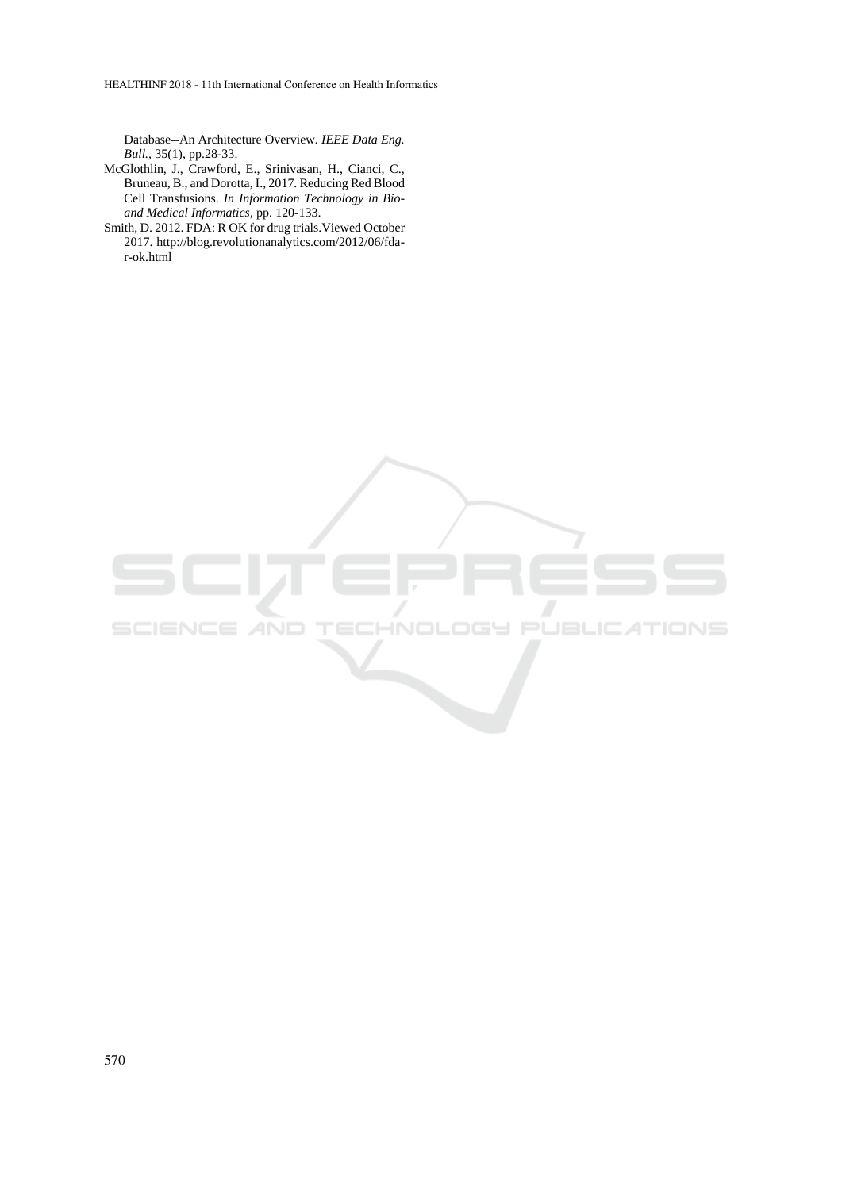Database--An Architecture Overview. *IEEE Data Eng. Bull.*, 35(1), pp.28-33.

McGlothlin, J., Crawford, E., Srinivasan, H., Cianci, C., Bruneau, B., and Dorotta, I., 2017. Reducing Red Blood Cell Transfusions. *In Information Technology in Bio- and Medical Informatics*, pp. 120-133.

Smith, D. 2012. FDA: R OK for drug trials.Viewed October 2017. http://blog.revolutionanalytics.com/2012/06/fda-r-ok.html